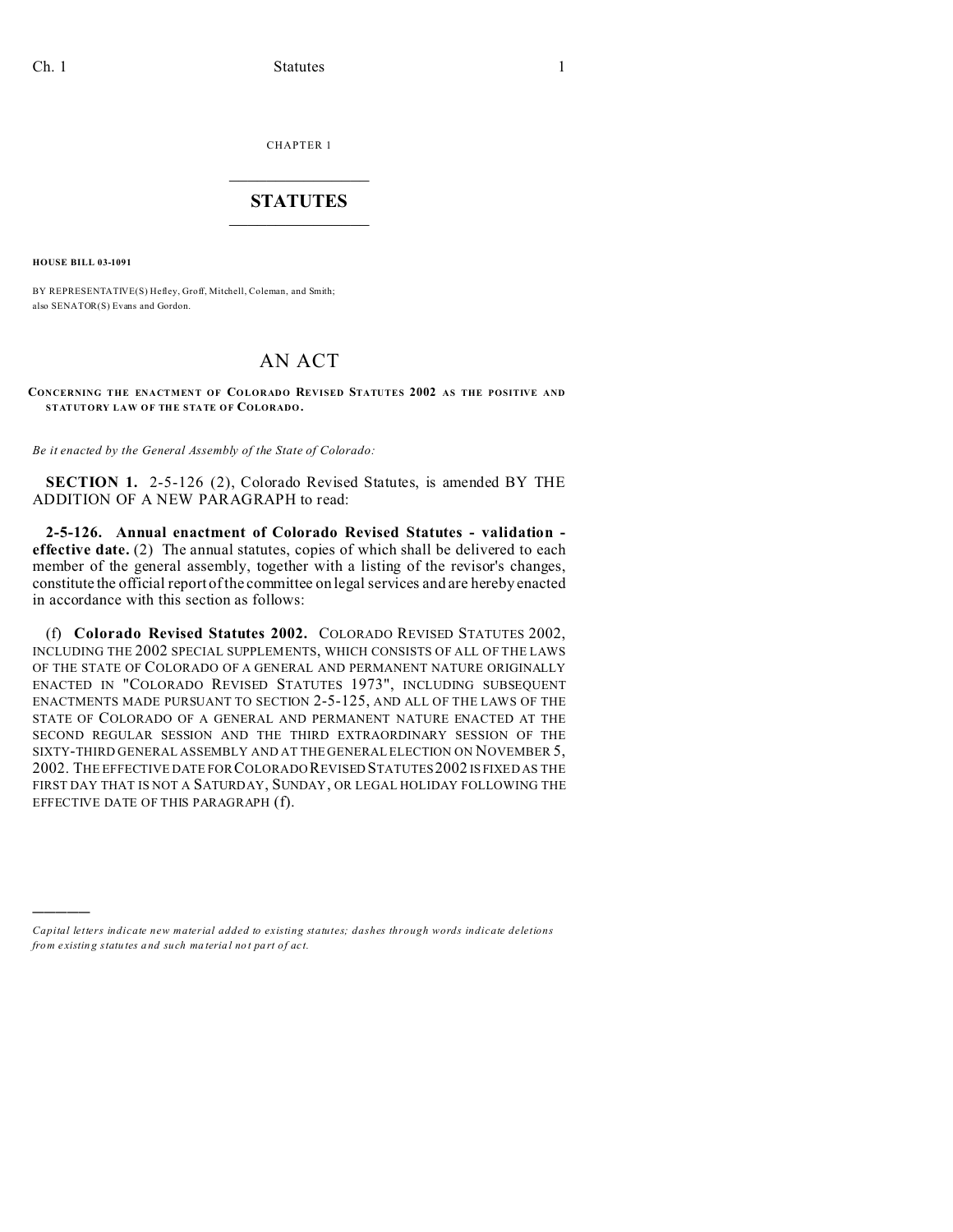CHAPTER 1

# STATUTES

**HOUSE BILL 03-1091**

BY REPRESENTATIVE(S) Hefley, Groff, Mitchell, Coleman, and Smith;
also SENATOR(S) Evans and Gordon.

## AN ACT

**CONCERNING THE ENACTMENT OF COLORADO REVISED STATUTES 2002 AS THE POSITIVE AND STATUTORY LAW OF THE STATE OF COLORADO.**

*Be it enacted by the General Assembly of the State of Colorado:*

**SECTION 1.** 2-5-126 (2), Colorado Revised Statutes, is amended BY THE ADDITION OF A NEW PARAGRAPH to read:

**2-5-126. Annual enactment of Colorado Revised Statutes - validation - effective date.** (2) The annual statutes, copies of which shall be delivered to each member of the general assembly, together with a listing of the revisor's changes, constitute the official report of the committee on legal services and are hereby enacted in accordance with this section as follows:

(f) **Colorado Revised Statutes 2002.** COLORADO REVISED STATUTES 2002, INCLUDING THE 2002 SPECIAL SUPPLEMENTS, WHICH CONSISTS OF ALL OF THE LAWS OF THE STATE OF COLORADO OF A GENERAL AND PERMANENT NATURE ORIGINALLY ENACTED IN "COLORADO REVISED STATUTES 1973", INCLUDING SUBSEQUENT ENACTMENTS MADE PURSUANT TO SECTION 2-5-125, AND ALL OF THE LAWS OF THE STATE OF COLORADO OF A GENERAL AND PERMANENT NATURE ENACTED AT THE SECOND REGULAR SESSION AND THE THIRD EXTRAORDINARY SESSION OF THE SIXTY-THIRD GENERAL ASSEMBLY AND AT THE GENERAL ELECTION ON NOVEMBER 5, 2002. THE EFFECTIVE DATE FOR COLORADO REVISED STATUTES 2002 IS FIXED AS THE FIRST DAY THAT IS NOT A SATURDAY, SUNDAY, OR LEGAL HOLIDAY FOLLOWING THE EFFECTIVE DATE OF THIS PARAGRAPH (f).

---

*Capital letters indicate new material added to existing statutes; dashes through words indicate deletions from existing statutes and such material not part of act.*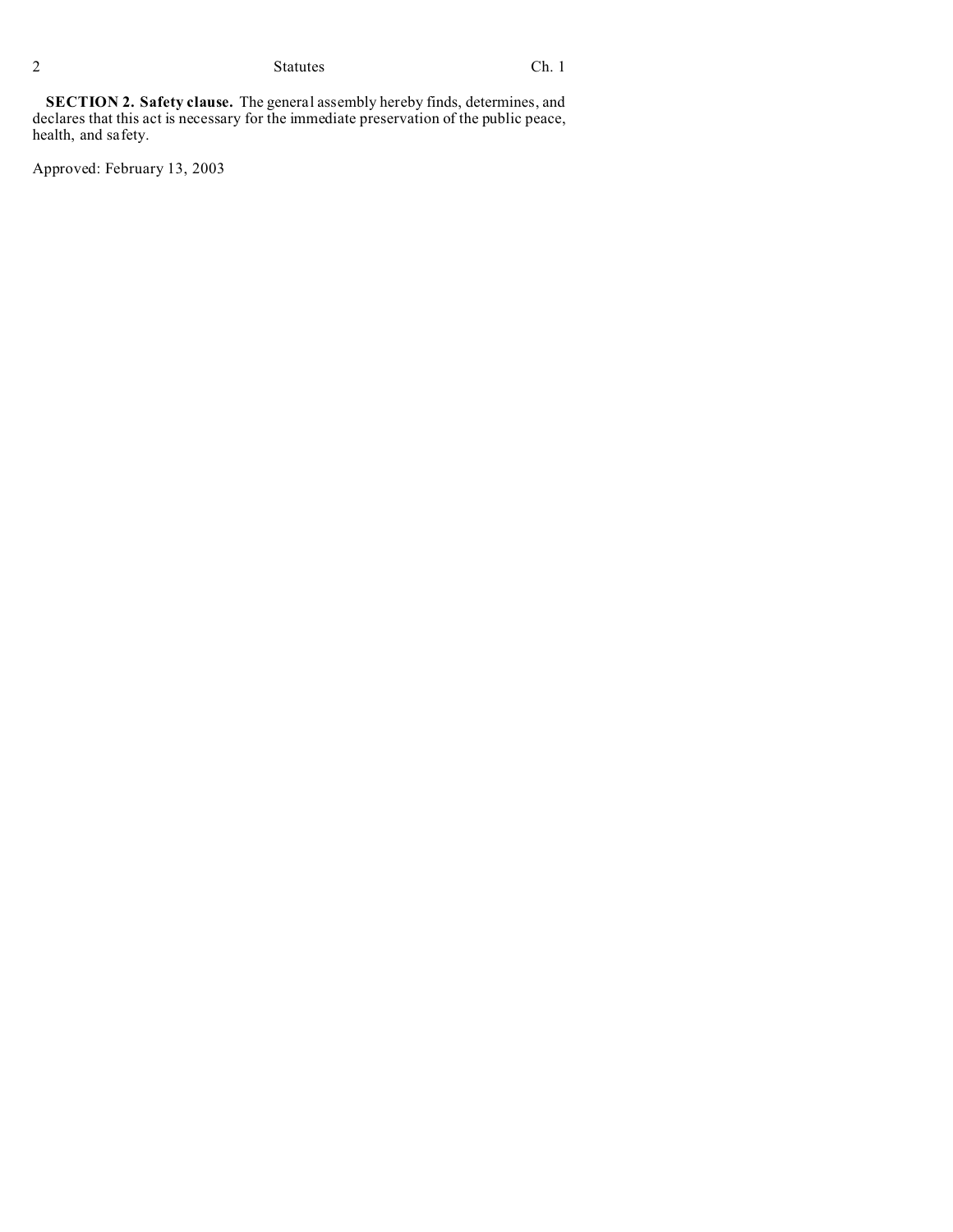**SECTION 2. Safety clause.** The general assembly hereby finds, determines, and declares that this act is necessary for the immediate preservation of the public peace, health, and safety.

Approved: February 13, 2003